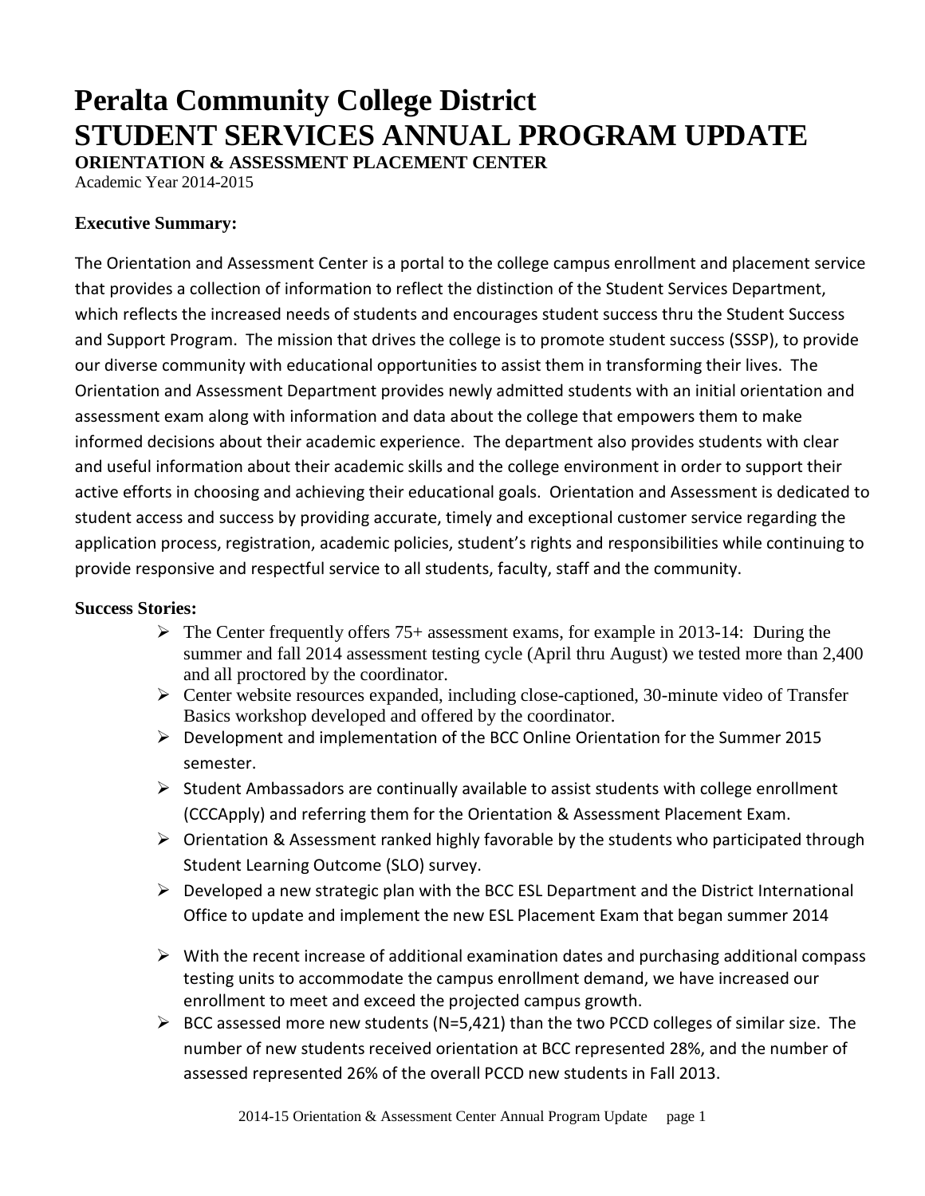# Peralta Community College District
# STUDENT SERVICES ANNUAL PROGRAM UPDATE

**ORIENTATION & ASSESSMENT PLACEMENT CENTER**

Academic Year 2014-2015

### Executive Summary:

The Orientation and Assessment Center is a portal to the college campus enrollment and placement service that provides a collection of information to reflect the distinction of the Student Services Department, which reflects the increased needs of students and encourages student success thru the Student Success and Support Program. The mission that drives the college is to promote student success (SSSP), to provide our diverse community with educational opportunities to assist them in transforming their lives. The Orientation and Assessment Department provides newly admitted students with an initial orientation and assessment exam along with information and data about the college that empowers them to make informed decisions about their academic experience. The department also provides students with clear and useful information about their academic skills and the college environment in order to support their active efforts in choosing and achieving their educational goals. Orientation and Assessment is dedicated to student access and success by providing accurate, timely and exceptional customer service regarding the application process, registration, academic policies, student's rights and responsibilities while continuing to provide responsive and respectful service to all students, faculty, staff and the community.

### Success Stories:

- The Center frequently offers 75+ assessment exams, for example in 2013-14: During the summer and fall 2014 assessment testing cycle (April thru August) we tested more than 2,400 and all proctored by the coordinator.
- Center website resources expanded, including close-captioned, 30-minute video of Transfer Basics workshop developed and offered by the coordinator.
- Development and implementation of the BCC Online Orientation for the Summer 2015 semester.
- Student Ambassadors are continually available to assist students with college enrollment (CCCApply) and referring them for the Orientation & Assessment Placement Exam.
- Orientation & Assessment ranked highly favorable by the students who participated through Student Learning Outcome (SLO) survey.
- Developed a new strategic plan with the BCC ESL Department and the District International Office to update and implement the new ESL Placement Exam that began summer 2014
- With the recent increase of additional examination dates and purchasing additional compass testing units to accommodate the campus enrollment demand, we have increased our enrollment to meet and exceed the projected campus growth.
- BCC assessed more new students (N=5,421) than the two PCCD colleges of similar size. The number of new students received orientation at BCC represented 28%, and the number of assessed represented 26% of the overall PCCD new students in Fall 2013.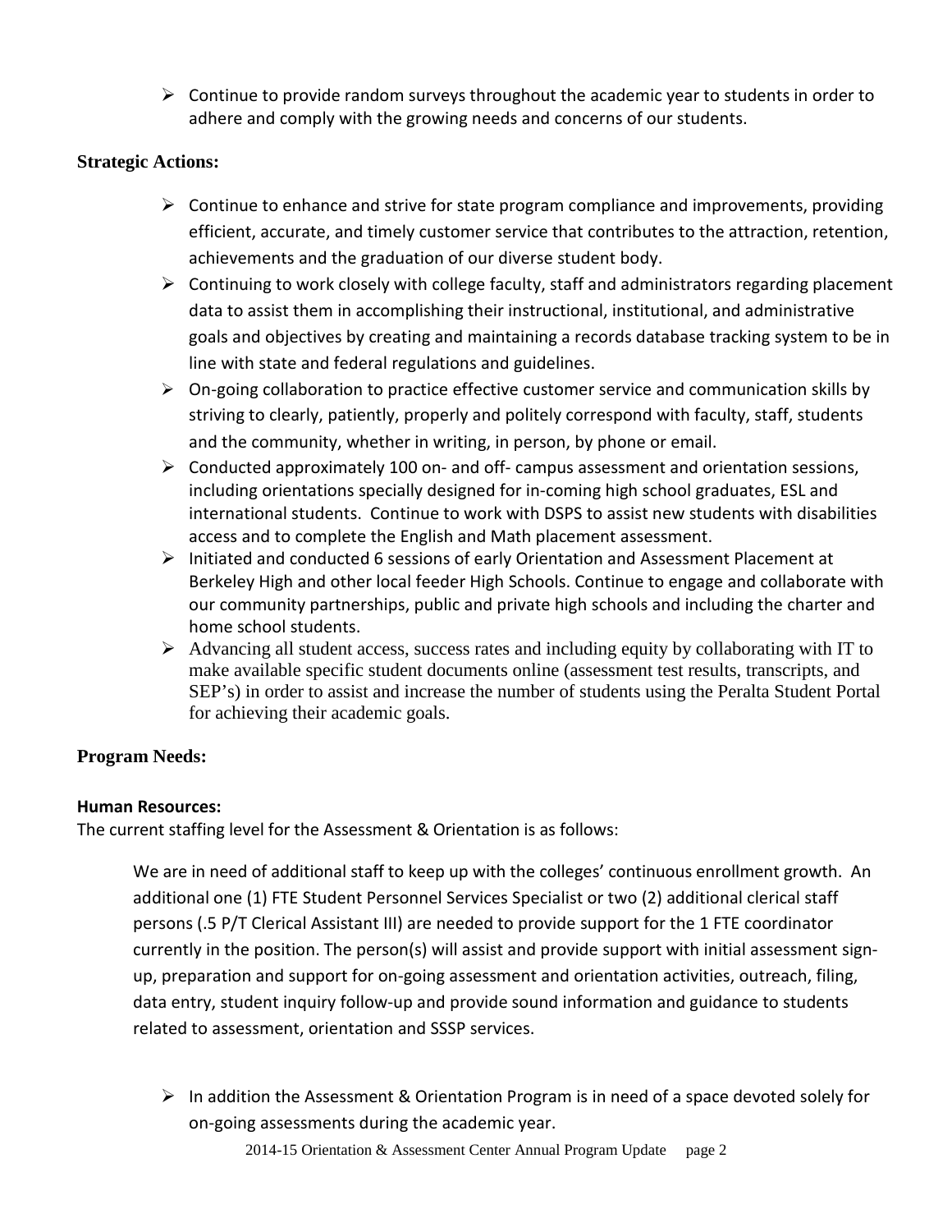- Continue to provide random surveys throughout the academic year to students in order to adhere and comply with the growing needs and concerns of our students.

**Strategic Actions:**

- Continue to enhance and strive for state program compliance and improvements, providing efficient, accurate, and timely customer service that contributes to the attraction, retention, achievements and the graduation of our diverse student body.
- Continuing to work closely with college faculty, staff and administrators regarding placement data to assist them in accomplishing their instructional, institutional, and administrative goals and objectives by creating and maintaining a records database tracking system to be in line with state and federal regulations and guidelines.
- On-going collaboration to practice effective customer service and communication skills by striving to clearly, patiently, properly and politely correspond with faculty, staff, students and the community, whether in writing, in person, by phone or email.
- Conducted approximately 100 on- and off- campus assessment and orientation sessions, including orientations specially designed for in-coming high school graduates, ESL and international students. Continue to work with DSPS to assist new students with disabilities access and to complete the English and Math placement assessment.
- Initiated and conducted 6 sessions of early Orientation and Assessment Placement at Berkeley High and other local feeder High Schools. Continue to engage and collaborate with our community partnerships, public and private high schools and including the charter and home school students.
- Advancing all student access, success rates and including equity by collaborating with IT to make available specific student documents online (assessment test results, transcripts, and SEP's) in order to assist and increase the number of students using the Peralta Student Portal for achieving their academic goals.

**Program Needs:**

**Human Resources:**

The current staffing level for the Assessment & Orientation is as follows:

We are in need of additional staff to keep up with the colleges' continuous enrollment growth. An additional one (1) FTE Student Personnel Services Specialist or two (2) additional clerical staff persons (.5 P/T Clerical Assistant III) are needed to provide support for the 1 FTE coordinator currently in the position. The person(s) will assist and provide support with initial assessment sign-up, preparation and support for on-going assessment and orientation activities, outreach, filing, data entry, student inquiry follow-up and provide sound information and guidance to students related to assessment, orientation and SSSP services.

- In addition the Assessment & Orientation Program is in need of a space devoted solely for on-going assessments during the academic year.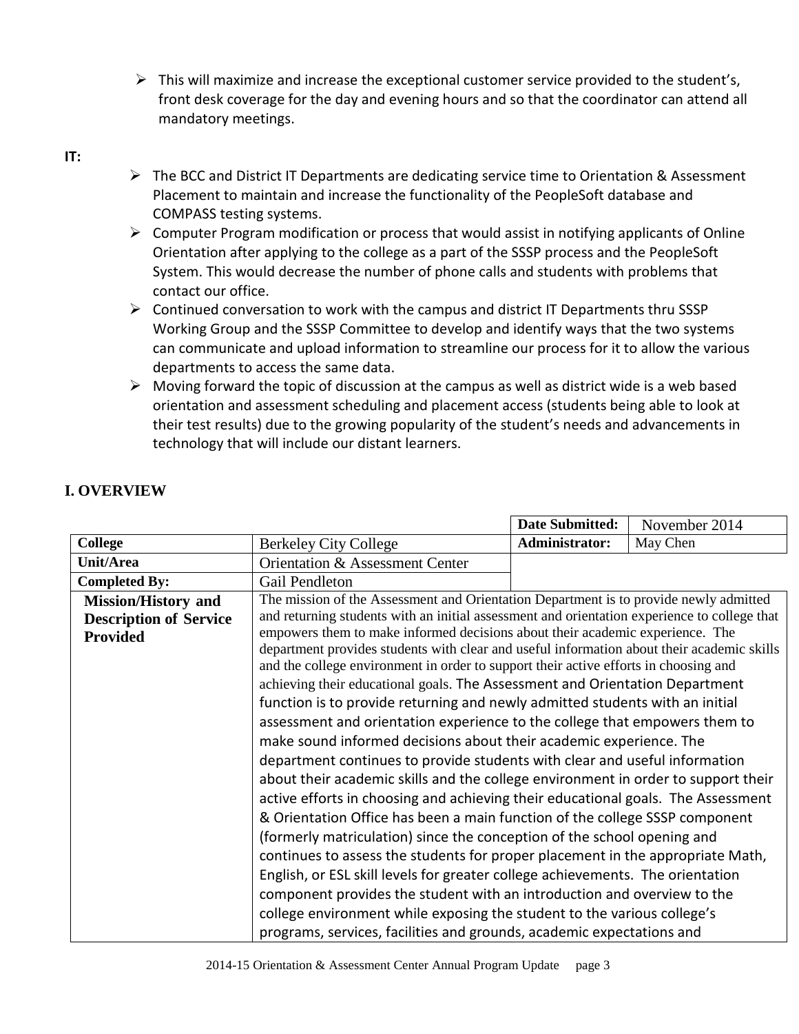- This will maximize and increase the exceptional customer service provided to the student's, front desk coverage for the day and evening hours and so that the coordinator can attend all mandatory meetings.

**IT:**

- The BCC and District IT Departments are dedicating service time to Orientation & Assessment Placement to maintain and increase the functionality of the PeopleSoft database and COMPASS testing systems.
- Computer Program modification or process that would assist in notifying applicants of Online Orientation after applying to the college as a part of the SSSP process and the PeopleSoft System. This would decrease the number of phone calls and students with problems that contact our office.
- Continued conversation to work with the campus and district IT Departments thru SSSP Working Group and the SSSP Committee to develop and identify ways that the two systems can communicate and upload information to streamline our process for it to allow the various departments to access the same data.
- Moving forward the topic of discussion at the campus as well as district wide is a web based orientation and assessment scheduling and placement access (students being able to look at their test results) due to the growing popularity of the student's needs and advancements in technology that will include our distant learners.

## I. OVERVIEW

| | | **Date Submitted:** | November 2014 |
|---|---|---|---|
| **College** | Berkeley City College | **Administrator:** | May Chen |
| **Unit/Area** | Orientation & Assessment Center | | |
| **Completed By:** | Gail Pendleton | | |
| **Mission/History and Description of Service Provided** | The mission of the Assessment and Orientation Department is to provide newly admitted and returning students with an initial assessment and orientation experience to college that empowers them to make informed decisions about their academic experience. The department provides students with clear and useful information about their academic skills and the college environment in order to support their active efforts in choosing and achieving their educational goals. The Assessment and Orientation Department function is to provide returning and newly admitted students with an initial assessment and orientation experience to the college that empowers them to make sound informed decisions about their academic experience. The department continues to provide students with clear and useful information about their academic skills and the college environment in order to support their active efforts in choosing and achieving their educational goals. The Assessment & Orientation Office has been a main function of the college SSSP component (formerly matriculation) since the conception of the school opening and continues to assess the students for proper placement in the appropriate Math, English, or ESL skill levels for greater college achievements. The orientation component provides the student with an introduction and overview to the college environment while exposing the student to the various college's programs, services, facilities and grounds, academic expectations and | | |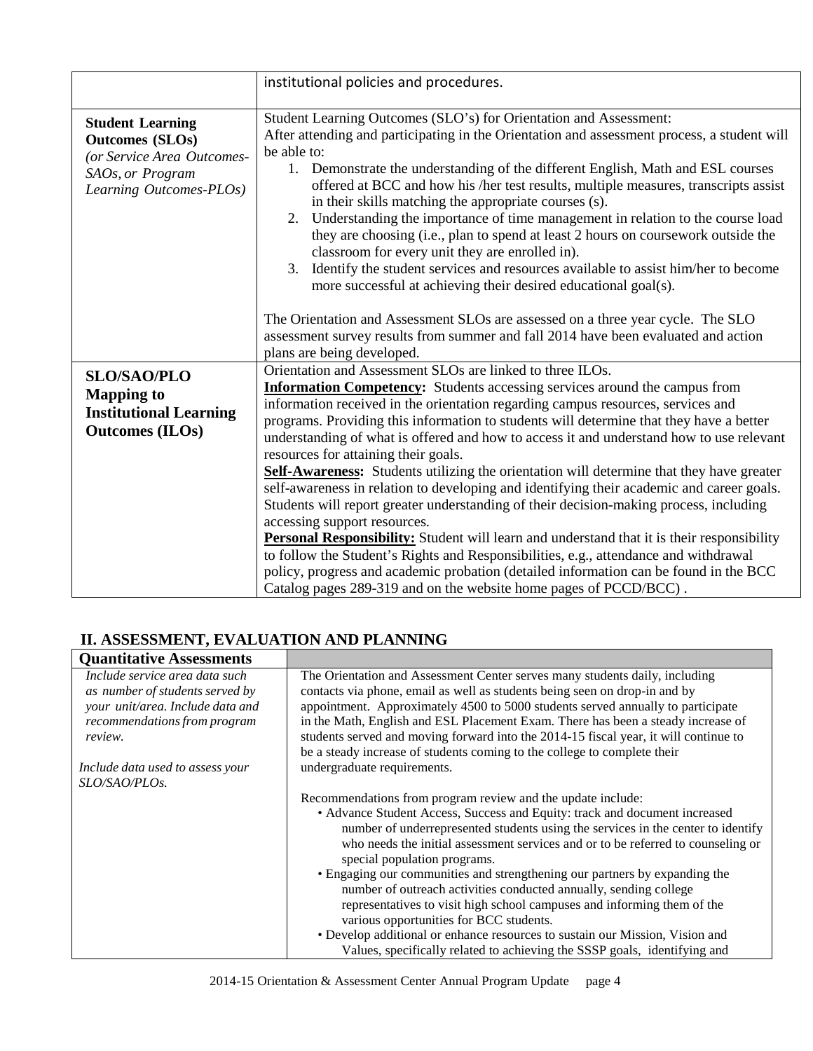| | |
|---|---|
| | institutional policies and procedures. |
| **Student Learning Outcomes (SLOs)** *(or Service Area Outcomes-SAOs, or Program Learning Outcomes-PLOs)* | Student Learning Outcomes (SLO's) for Orientation and Assessment:<br>After attending and participating in the Orientation and assessment process, a student will be able to:<br>1. Demonstrate the understanding of the different English, Math and ESL courses offered at BCC and how his /her test results, multiple measures, transcripts assist in their skills matching the appropriate courses (s).<br>2. Understanding the importance of time management in relation to the course load they are choosing (i.e., plan to spend at least 2 hours on coursework outside the classroom for every unit they are enrolled in).<br>3. Identify the student services and resources available to assist him/her to become more successful at achieving their desired educational goal(s).<br><br>The Orientation and Assessment SLOs are assessed on a three year cycle. The SLO assessment survey results from summer and fall 2014 have been evaluated and action plans are being developed. |
| **SLO/SAO/PLO Mapping to Institutional Learning Outcomes (ILOs)** | Orientation and Assessment SLOs are linked to three ILOs.<br>**Information Competency:** Students accessing services around the campus from information received in the orientation regarding campus resources, services and programs. Providing this information to students will determine that they have a better understanding of what is offered and how to access it and understand how to use relevant resources for attaining their goals.<br>**Self-Awareness:** Students utilizing the orientation will determine that they have greater self-awareness in relation to developing and identifying their academic and career goals. Students will report greater understanding of their decision-making process, including accessing support resources.<br>**Personal Responsibility:** Student will learn and understand that it is their responsibility to follow the Student's Rights and Responsibilities, e.g., attendance and withdrawal policy, progress and academic probation (detailed information can be found in the BCC Catalog pages 289-319 and on the website home pages of PCCD/BCC) . |

## II. ASSESSMENT, EVALUATION AND PLANNING

| **Quantitative Assessments** | |
|---|---|
| *Include service area data such as number of students served by your unit/area. Include data and recommendations from program review.*<br><br>*Include data used to assess your SLO/SAO/PLOs.* | The Orientation and Assessment Center serves many students daily, including contacts via phone, email as well as students being seen on drop-in and by appointment. Approximately 4500 to 5000 students served annually to participate in the Math, English and ESL Placement Exam. There has been a steady increase of students served and moving forward into the 2014-15 fiscal year, it will continue to be a steady increase of students coming to the college to complete their undergraduate requirements.<br><br>Recommendations from program review and the update include:<br>• Advance Student Access, Success and Equity: track and document increased number of underrepresented students using the services in the center to identify who needs the initial assessment services and or to be referred to counseling or special population programs.<br>• Engaging our communities and strengthening our partners by expanding the number of outreach activities conducted annually, sending college representatives to visit high school campuses and informing them of the various opportunities for BCC students.<br>• Develop additional or enhance resources to sustain our Mission, Vision and Values, specifically related to achieving the SSSP goals, identifying and |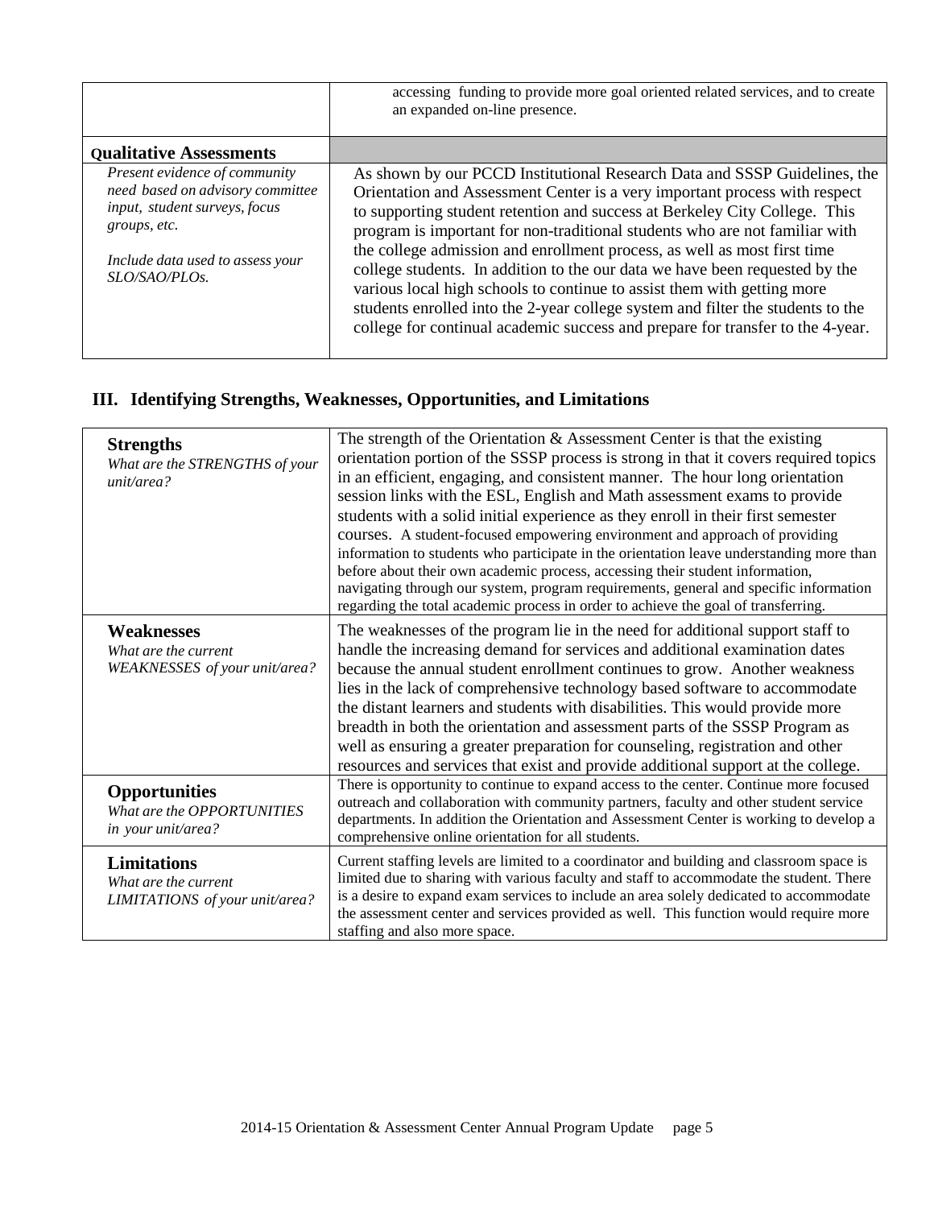| | accessing funding to provide more goal oriented related services, and to create an expanded on-line presence. |
|---|---|
| **Qualitative Assessments** | |
| *Present evidence of community need based on advisory committee input, student surveys, focus groups, etc.*<br><br>*Include data used to assess your SLO/SAO/PLOs.* | As shown by our PCCD Institutional Research Data and SSSP Guidelines, the Orientation and Assessment Center is a very important process with respect to supporting student retention and success at Berkeley City College. This program is important for non-traditional students who are not familiar with the college admission and enrollment process, as well as most first time college students. In addition to the our data we have been requested by the various local high schools to continue to assist them with getting more students enrolled into the 2-year college system and filter the students to the college for continual academic success and prepare for transfer to the 4-year. |

## III. Identifying Strengths, Weaknesses, Opportunities, and Limitations

| | |
|---|---|
| **Strengths**<br>*What are the STRENGTHS of your unit/area?* | The strength of the Orientation & Assessment Center is that the existing orientation portion of the SSSP process is strong in that it covers required topics in an efficient, engaging, and consistent manner. The hour long orientation session links with the ESL, English and Math assessment exams to provide students with a solid initial experience as they enroll in their first semester courses. A student-focused empowering environment and approach of providing information to students who participate in the orientation leave understanding more than before about their own academic process, accessing their student information, navigating through our system, program requirements, general and specific information regarding the total academic process in order to achieve the goal of transferring. |
| **Weaknesses**<br>*What are the current WEAKNESSES of your unit/area?* | The weaknesses of the program lie in the need for additional support staff to handle the increasing demand for services and additional examination dates because the annual student enrollment continues to grow. Another weakness lies in the lack of comprehensive technology based software to accommodate the distant learners and students with disabilities. This would provide more breadth in both the orientation and assessment parts of the SSSP Program as well as ensuring a greater preparation for counseling, registration and other resources and services that exist and provide additional support at the college. |
| **Opportunities**<br>*What are the OPPORTUNITIES in your unit/area?* | There is opportunity to continue to expand access to the center. Continue more focused outreach and collaboration with community partners, faculty and other student service departments. In addition the Orientation and Assessment Center is working to develop a comprehensive online orientation for all students. |
| **Limitations**<br>*What are the current LIMITATIONS of your unit/area?* | Current staffing levels are limited to a coordinator and building and classroom space is limited due to sharing with various faculty and staff to accommodate the student. There is a desire to expand exam services to include an area solely dedicated to accommodate the assessment center and services provided as well. This function would require more staffing and also more space. |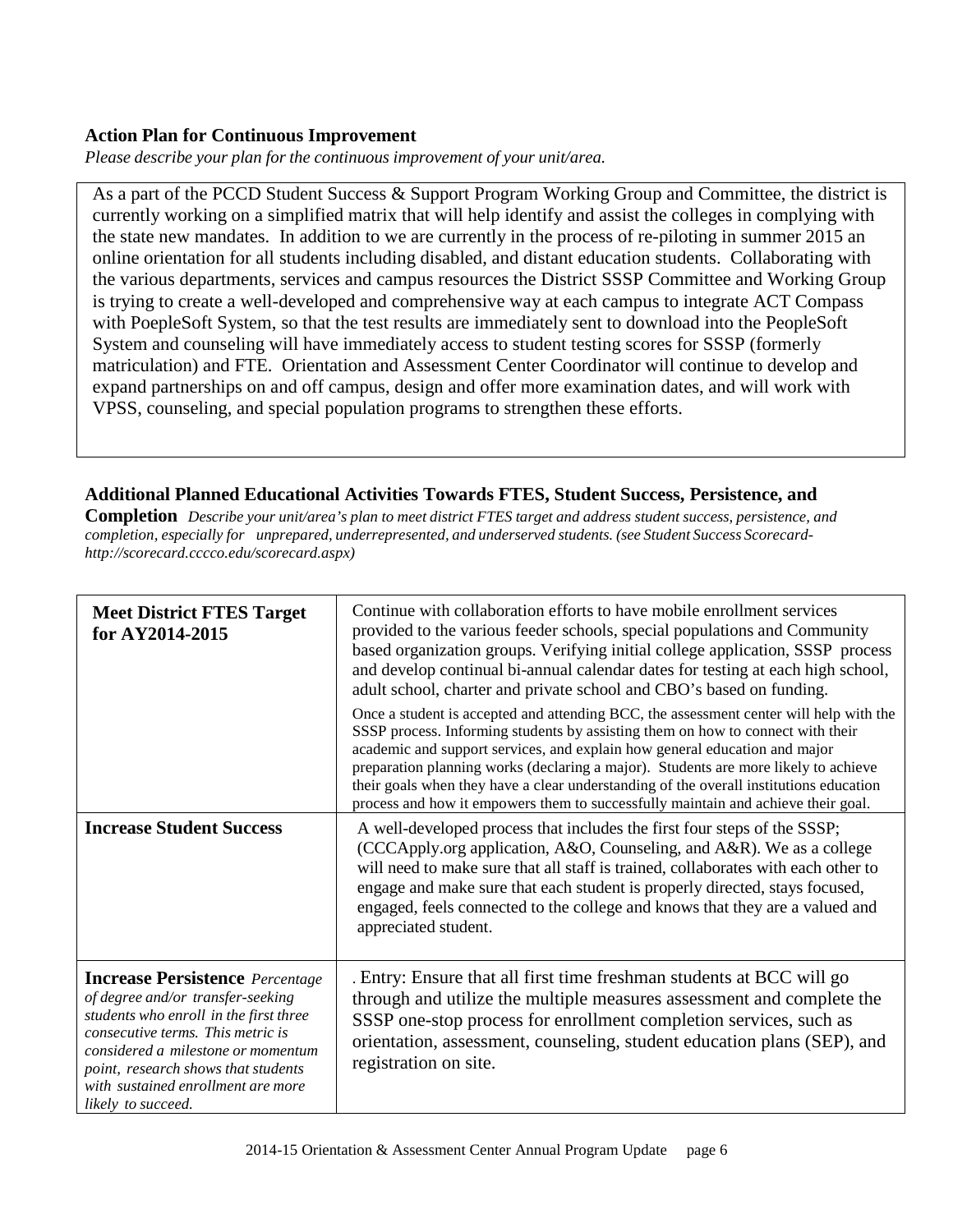### Action Plan for Continuous Improvement

*Please describe your plan for the continuous improvement of your unit/area.*

As a part of the PCCD Student Success & Support Program Working Group and Committee, the district is currently working on a simplified matrix that will help identify and assist the colleges in complying with the state new mandates. In addition to we are currently in the process of re-piloting in summer 2015 an online orientation for all students including disabled, and distant education students. Collaborating with the various departments, services and campus resources the District SSSP Committee and Working Group is trying to create a well-developed and comprehensive way at each campus to integrate ACT Compass with PoepleSoft System, so that the test results are immediately sent to download into the PeopleSoft System and counseling will have immediately access to student testing scores for SSSP (formerly matriculation) and FTE. Orientation and Assessment Center Coordinator will continue to develop and expand partnerships on and off campus, design and offer more examination dates, and will work with VPSS, counseling, and special population programs to strengthen these efforts.

### Additional Planned Educational Activities Towards FTES, Student Success, Persistence, and Completion

*Describe your unit/area's plan to meet district FTES target and address student success, persistence, and completion, especially for unprepared, underrepresented, and underserved students. (see Student Success Scorecard- http://scorecard.cccco.edu/scorecard.aspx)*

| | |
|---|---|
| **Meet District FTES Target for AY2014-2015** | Continue with collaboration efforts to have mobile enrollment services provided to the various feeder schools, special populations and Community based organization groups. Verifying initial college application, SSSP process and develop continual bi-annual calendar dates for testing at each high school, adult school, charter and private school and CBO's based on funding.<br><br>Once a student is accepted and attending BCC, the assessment center will help with the SSSP process. Informing students by assisting them on how to connect with their academic and support services, and explain how general education and major preparation planning works (declaring a major). Students are more likely to achieve their goals when they have a clear understanding of the overall institutions education process and how it empowers them to successfully maintain and achieve their goal. |
| **Increase Student Success** | A well-developed process that includes the first four steps of the SSSP; (CCCApply.org application, A&O, Counseling, and A&R). We as a college will need to make sure that all staff is trained, collaborates with each other to engage and make sure that each student is properly directed, stays focused, engaged, feels connected to the college and knows that they are a valued and appreciated student. |
| **Increase Persistence** *Percentage of degree and/or transfer-seeking students who enroll in the first three consecutive terms. This metric is considered a milestone or momentum point, research shows that students with sustained enrollment are more likely to succeed.* | . Entry: Ensure that all first time freshman students at BCC will go through and utilize the multiple measures assessment and complete the SSSP one-stop process for enrollment completion services, such as orientation, assessment, counseling, student education plans (SEP), and registration on site. |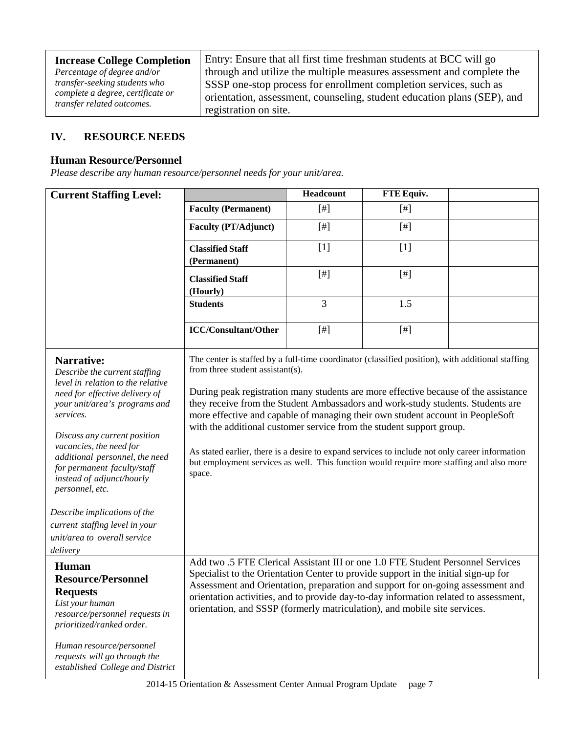| **Increase College Completion** *Percentage of degree and/or transfer-seeking students who complete a degree, certificate or transfer related outcomes.* | Entry: Ensure that all first time freshman students at BCC will go through and utilize the multiple measures assessment and complete the SSSP one-stop process for enrollment completion services, such as orientation, assessment, counseling, student education plans (SEP), and registration on site. |
|---|---|

## IV. RESOURCE NEEDS

### Human Resource/Personnel

*Please describe any human resource/personnel needs for your unit/area.*

| **Current Staffing Level:** | | **Headcount** | **FTE Equiv.** | |
|---|---|---|---|---|
| | **Faculty (Permanent)** | [#] | [#] | |
| | **Faculty (PT/Adjunct)** | [#] | [#] | |
| | **Classified Staff (Permanent)** | [1] | [1] | |
| | **Classified Staff (Hourly)** | [#] | [#] | |
| | **Students** | 3 | 1.5 | |
| | **ICC/Consultant/Other** | [#] | [#] | |

| | |
|---|---|
| **Narrative:** *Describe the current staffing level in relation to the relative need for effective delivery of your unit/area's programs and services.* *Discuss any current position vacancies, the need for additional personnel, the need for permanent faculty/staff instead of adjunct/hourly personnel, etc.* *Describe implications of the current staffing level in your unit/area to overall service delivery* | The center is staffed by a full-time coordinator (classified position), with additional staffing from three student assistant(s). During peak registration many students are more effective because of the assistance they receive from the Student Ambassadors and work-study students. Students are more effective and capable of managing their own student account in PeopleSoft with the additional customer service from the student support group. As stated earlier, there is a desire to expand services to include not only career information but employment services as well. This function would require more staffing and also more space. |
| **Human Resource/Personnel Requests** *List your human resource/personnel requests in prioritized/ranked order.* *Human resource/personnel requests will go through the established College and District* | Add two .5 FTE Clerical Assistant III or one 1.0 FTE Student Personnel Services Specialist to the Orientation Center to provide support in the initial sign-up for Assessment and Orientation, preparation and support for on-going assessment and orientation activities, and to provide day-to-day information related to assessment, orientation, and SSSP (formerly matriculation), and mobile site services. |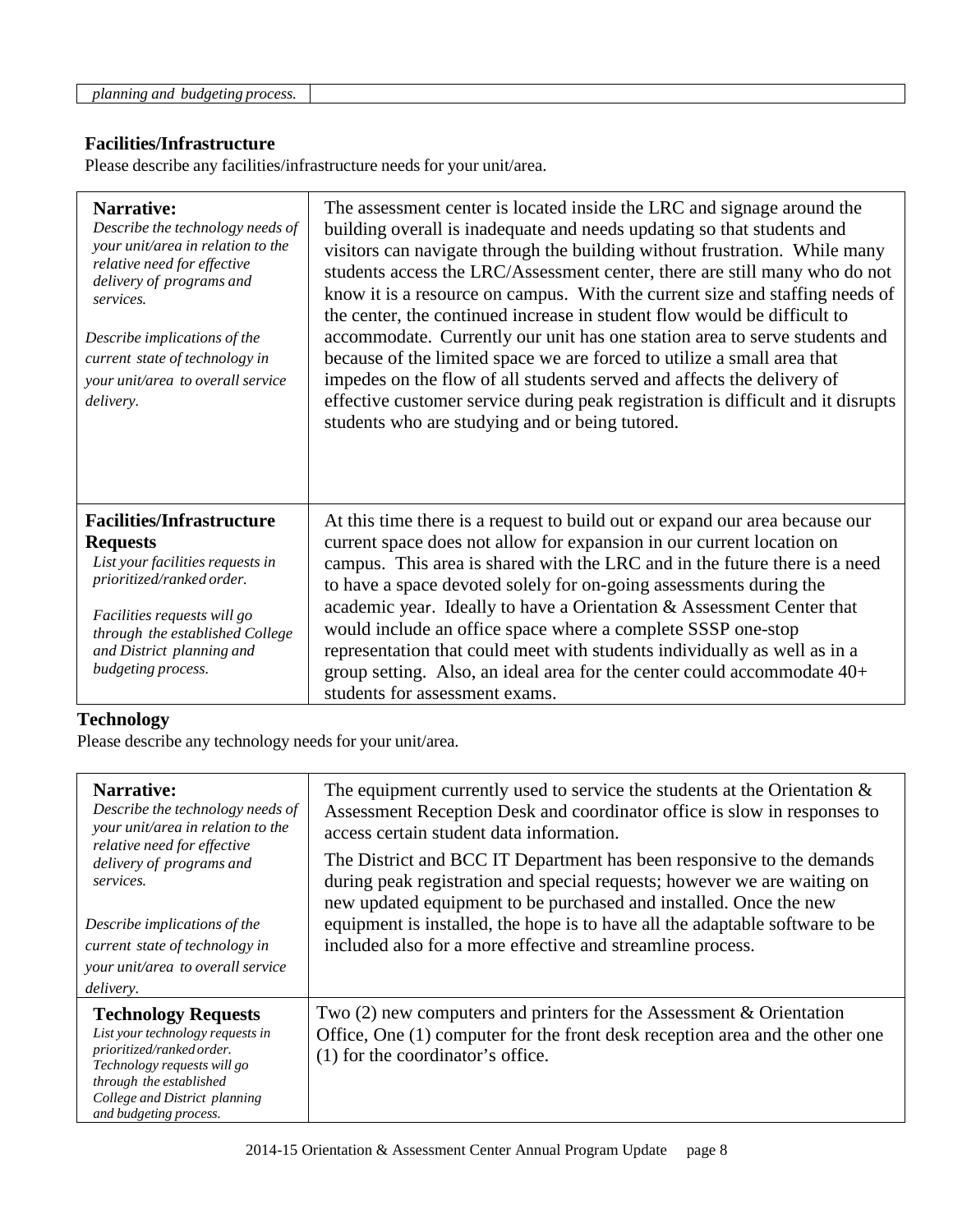| *planning and budgeting process.* | |
|---|---|

**Facilities/Infrastructure**

Please describe any facilities/infrastructure needs for your unit/area.

| | |
|---|---|
| **Narrative:**<br>*Describe the technology needs of your unit/area in relation to the relative need for effective delivery of programs and services.*<br><br>*Describe implications of the current state of technology in your unit/area to overall service delivery.* | The assessment center is located inside the LRC and signage around the building overall is inadequate and needs updating so that students and visitors can navigate through the building without frustration. While many students access the LRC/Assessment center, there are still many who do not know it is a resource on campus. With the current size and staffing needs of the center, the continued increase in student flow would be difficult to accommodate. Currently our unit has one station area to serve students and because of the limited space we are forced to utilize a small area that impedes on the flow of all students served and affects the delivery of effective customer service during peak registration is difficult and it disrupts students who are studying and or being tutored. |
| **Facilities/Infrastructure Requests**<br>*List your facilities requests in prioritized/ranked order.*<br><br>*Facilities requests will go through the established College and District planning and budgeting process.* | At this time there is a request to build out or expand our area because our current space does not allow for expansion in our current location on campus. This area is shared with the LRC and in the future there is a need to have a space devoted solely for on-going assessments during the academic year. Ideally to have a Orientation & Assessment Center that would include an office space where a complete SSSP one-stop representation that could meet with students individually as well as in a group setting. Also, an ideal area for the center could accommodate 40+ students for assessment exams. |

**Technology**

Please describe any technology needs for your unit/area.

| | |
|---|---|
| **Narrative:**<br>*Describe the technology needs of your unit/area in relation to the relative need for effective delivery of programs and services.*<br><br>*Describe implications of the current state of technology in your unit/area to overall service delivery.* | The equipment currently used to service the students at the Orientation & Assessment Reception Desk and coordinator office is slow in responses to access certain student data information.<br><br>The District and BCC IT Department has been responsive to the demands during peak registration and special requests; however we are waiting on new updated equipment to be purchased and installed. Once the new equipment is installed, the hope is to have all the adaptable software to be included also for a more effective and streamline process. |
| **Technology Requests**<br>*List your technology requests in prioritized/ranked order. Technology requests will go through the established College and District planning and budgeting process.* | Two (2) new computers and printers for the Assessment & Orientation Office, One (1) computer for the front desk reception area and the other one (1) for the coordinator's office. |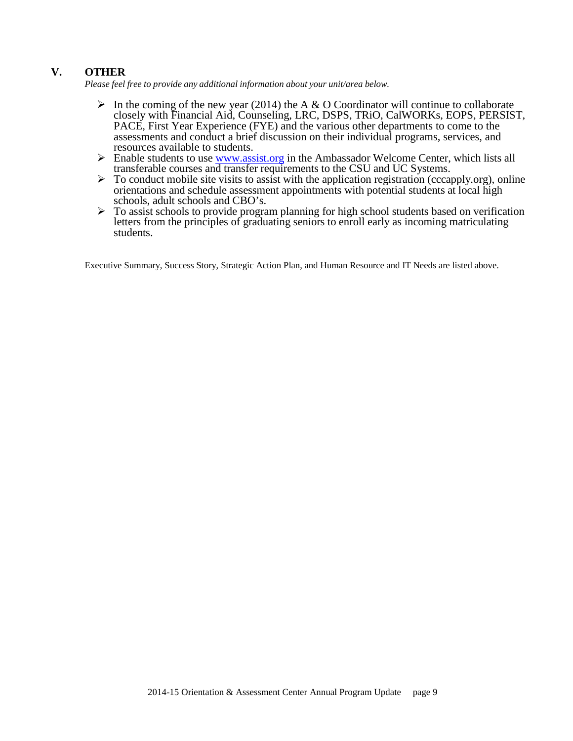## V. OTHER

*Please feel free to provide any additional information about your unit/area below.*

- In the coming of the new year (2014) the A & O Coordinator will continue to collaborate closely with Financial Aid, Counseling, LRC, DSPS, TRiO, CalWORKs, EOPS, PERSIST, PACE, First Year Experience (FYE) and the various other departments to come to the assessments and conduct a brief discussion on their individual programs, services, and resources available to students.
- Enable students to use [www.assist.org](http://www.assist.org) in the Ambassador Welcome Center, which lists all transferable courses and transfer requirements to the CSU and UC Systems.
- To conduct mobile site visits to assist with the application registration (cccapply.org), online orientations and schedule assessment appointments with potential students at local high schools, adult schools and CBO's.
- To assist schools to provide program planning for high school students based on verification letters from the principles of graduating seniors to enroll early as incoming matriculating students.

Executive Summary, Success Story, Strategic Action Plan, and Human Resource and IT Needs are listed above.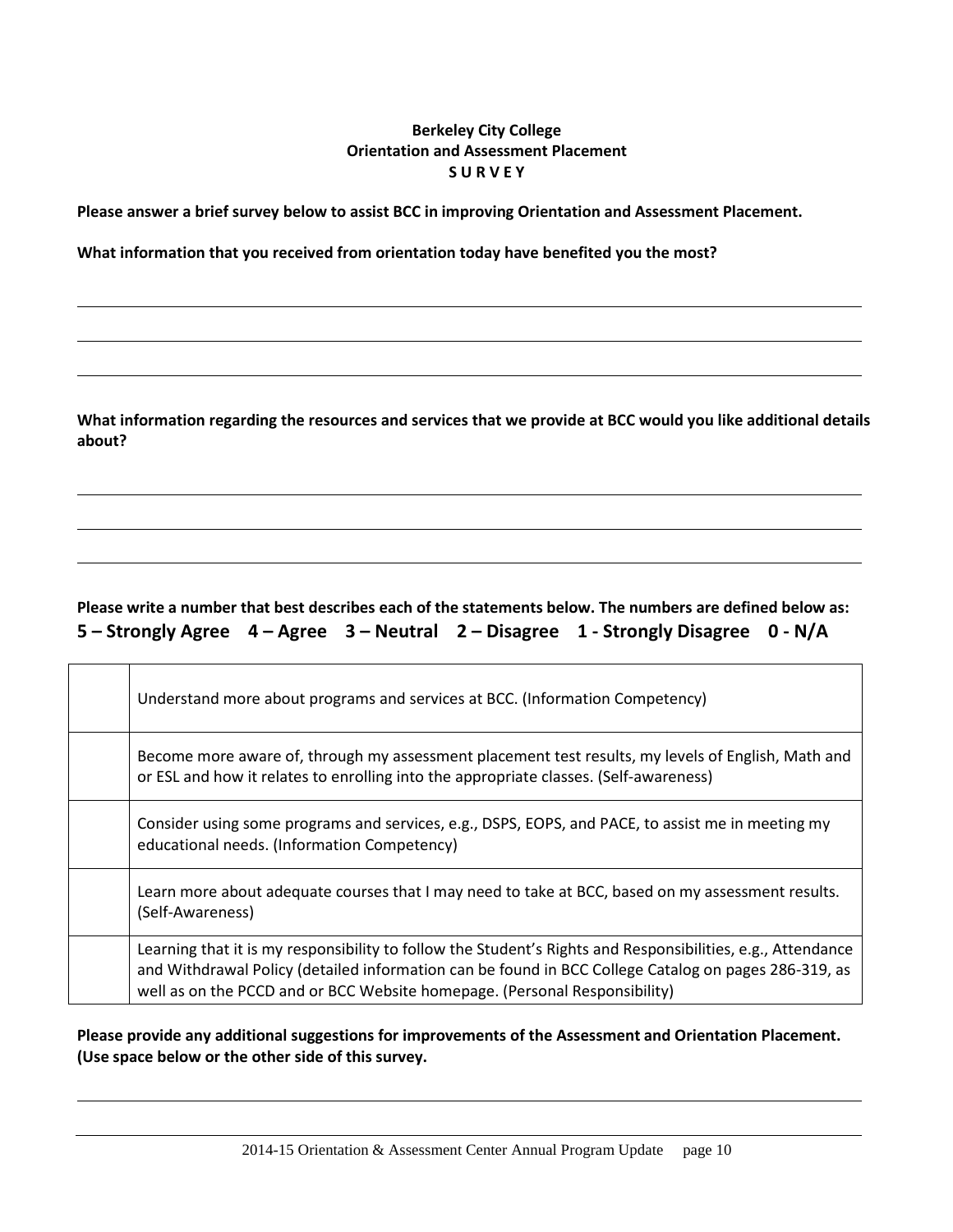**Berkeley City College**
**Orientation and Assessment Placement**
**S U R V E Y**

**Please answer a brief survey below to assist BCC in improving Orientation and Assessment Placement.**

**What information that you received from orientation today have benefited you the most?**

______________________________________________________________________________

______________________________________________________________________________

______________________________________________________________________________

**What information regarding the resources and services that we provide at BCC would you like additional details about?**

______________________________________________________________________________

______________________________________________________________________________

______________________________________________________________________________

**Please write a number that best describes each of the statements below. The numbers are defined below as:**
**5 – Strongly Agree 4 – Agree 3 – Neutral 2 – Disagree 1 - Strongly Disagree 0 - N/A**

| | |
|---|---|
| | Understand more about programs and services at BCC. (Information Competency) |
| | Become more aware of, through my assessment placement test results, my levels of English, Math and or ESL and how it relates to enrolling into the appropriate classes. (Self-awareness) |
| | Consider using some programs and services, e.g., DSPS, EOPS, and PACE, to assist me in meeting my educational needs. (Information Competency) |
| | Learn more about adequate courses that I may need to take at BCC, based on my assessment results. (Self-Awareness) |
| | Learning that it is my responsibility to follow the Student's Rights and Responsibilities, e.g., Attendance and Withdrawal Policy (detailed information can be found in BCC College Catalog on pages 286-319, as well as on the PCCD and or BCC Website homepage. (Personal Responsibility) |

**Please provide any additional suggestions for improvements of the Assessment and Orientation Placement. (Use space below or the other side of this survey.**

______________________________________________________________________________

______________________________________________________________________________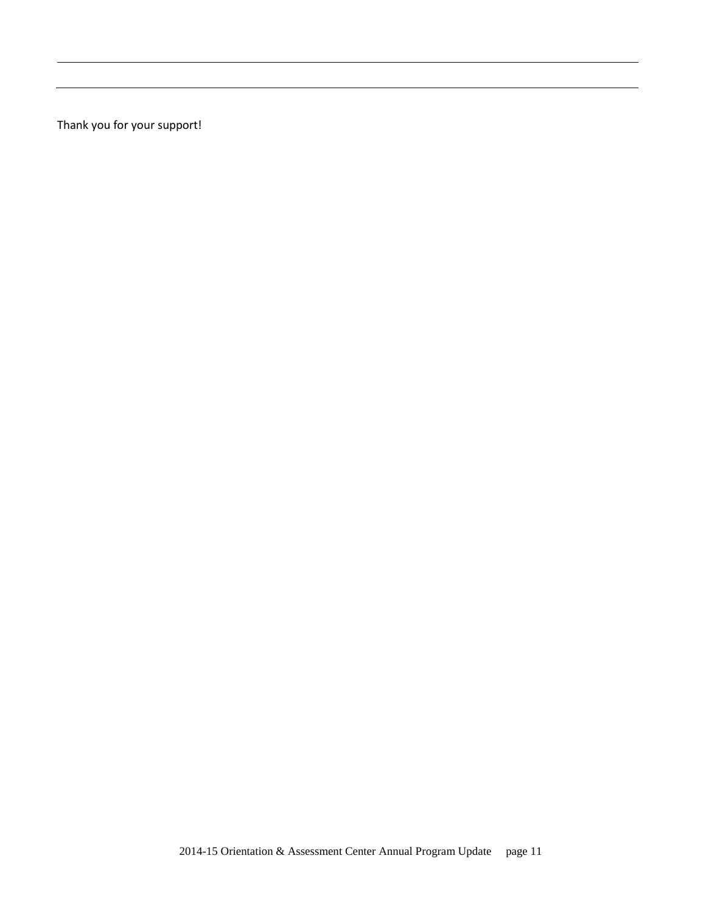---

---

Thank you for your support!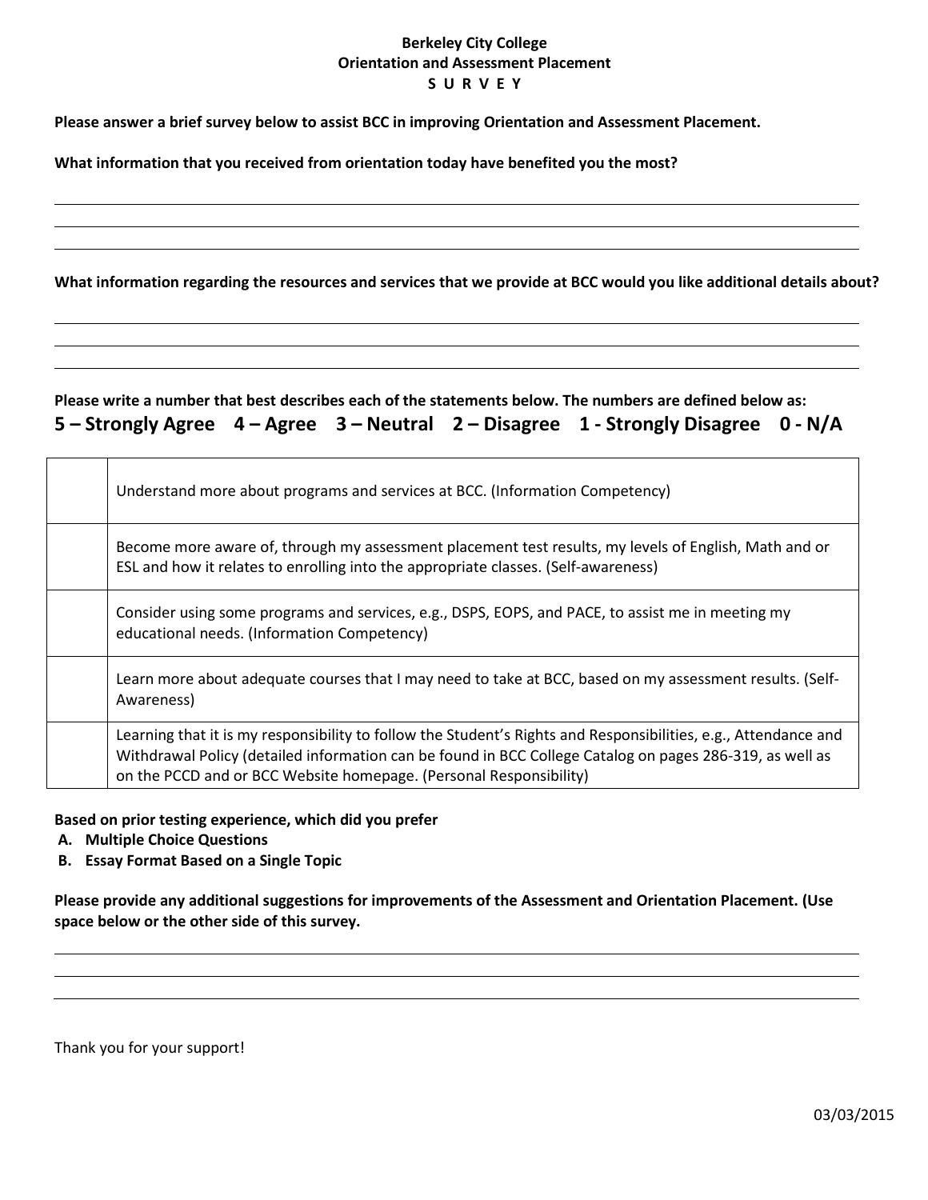**Berkeley City College**
**Orientation and Assessment Placement**
**S U R V E Y**

**Please answer a brief survey below to assist BCC in improving Orientation and Assessment Placement.**

**What information that you received from orientation today have benefited you the most?**

___

___

___

**What information regarding the resources and services that we provide at BCC would you like additional details about?**

___

___

___

**Please write a number that best describes each of the statements below. The numbers are defined below as:**
**5 – Strongly Agree 4 – Agree 3 – Neutral 2 – Disagree 1 - Strongly Disagree 0 - N/A**

| | |
|---|---|
| | Understand more about programs and services at BCC. (Information Competency) |
| | Become more aware of, through my assessment placement test results, my levels of English, Math and or ESL and how it relates to enrolling into the appropriate classes. (Self-awareness) |
| | Consider using some programs and services, e.g., DSPS, EOPS, and PACE, to assist me in meeting my educational needs. (Information Competency) |
| | Learn more about adequate courses that I may need to take at BCC, based on my assessment results. (Self-Awareness) |
| | Learning that it is my responsibility to follow the Student's Rights and Responsibilities, e.g., Attendance and Withdrawal Policy (detailed information can be found in BCC College Catalog on pages 286-319, as well as on the PCCD and or BCC Website homepage. (Personal Responsibility) |

**Based on prior testing experience, which did you prefer**
**A. Multiple Choice Questions**
**B. Essay Format Based on a Single Topic**

**Please provide any additional suggestions for improvements of the Assessment and Orientation Placement. (Use space below or the other side of this survey.**

___

___

___

Thank you for your support!

03/03/2015